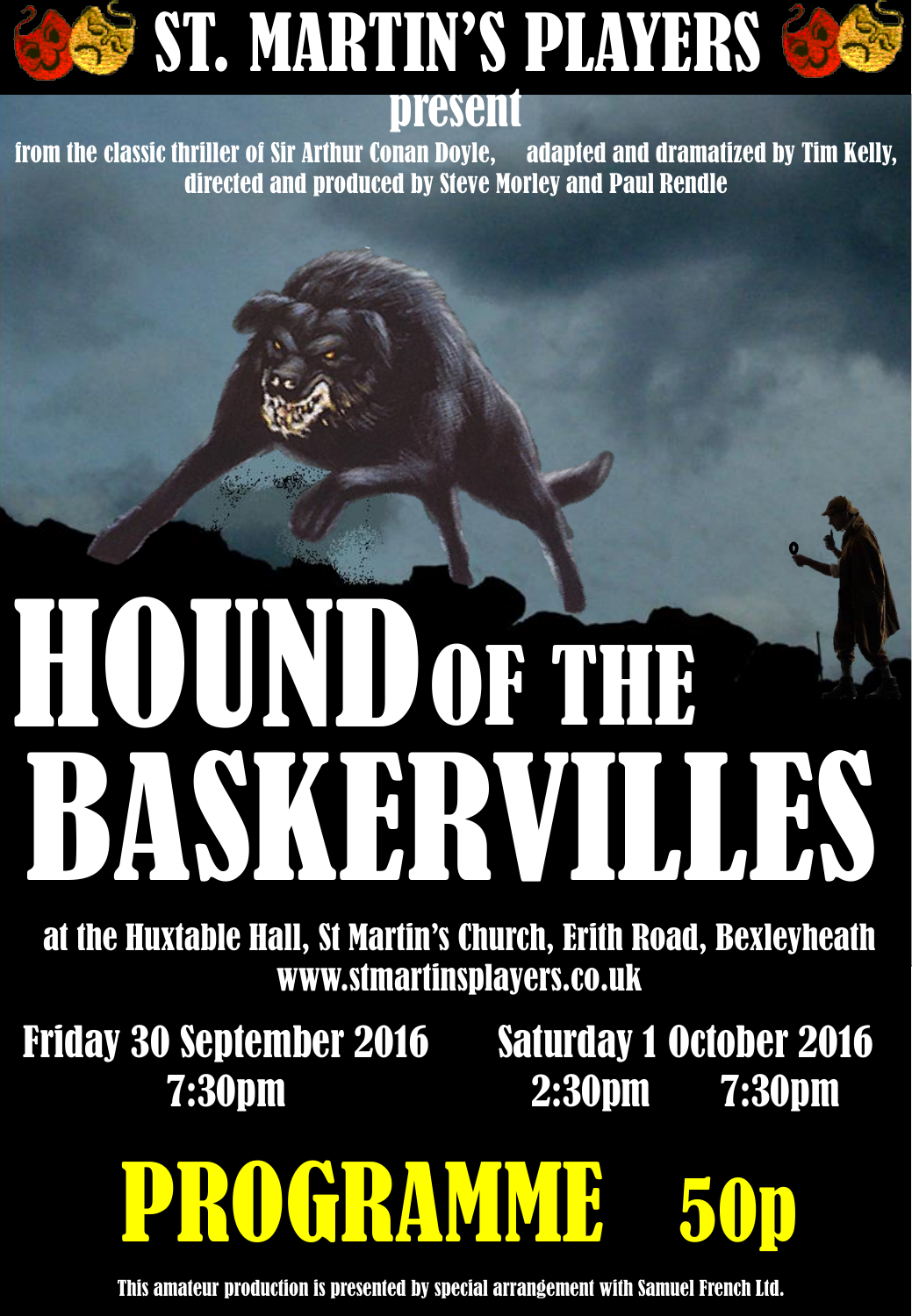# ST. MARTIN'S PLAYERS

present

from the classic thriller of Sir Arthur Conan Doyle, adapted and dramatized by Tim Kelly, directed and produced by Steve Morley and Paul Rendle

# HOUND OF THE BASKERVILLES

at the Huxtable Hall, St Martin's Church, Erith Road, Bexleyheath

www.stmartinsplayers.co.uk

Friday 30 September 2016
7:30pm

Saturday 1 October 2016
2:30pm 7:30pm

## PROGRAMME 50p

This amateur production is presented by special arrangement with Samuel French Ltd.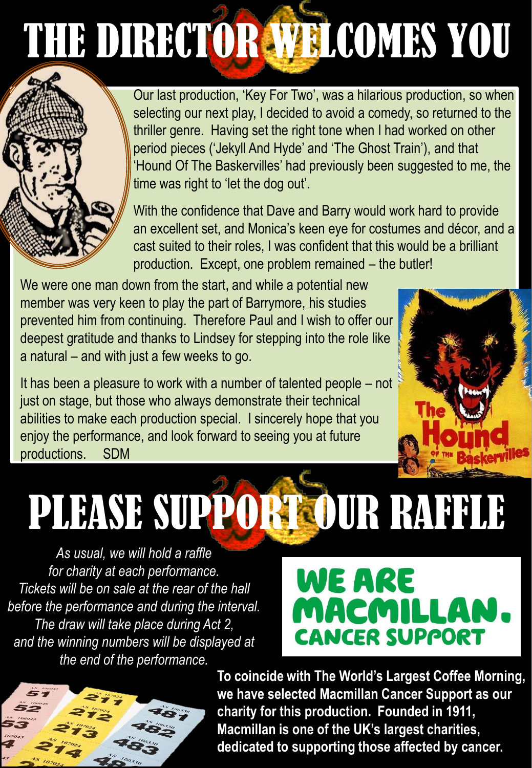# THE DIRECTOR WELCOMES YOU

Our last production, 'Key For Two', was a hilarious production, so when selecting our next play, I decided to avoid a comedy, so returned to the thriller genre. Having set the right tone when I had worked on other period pieces ('Jekyll And Hyde' and 'The Ghost Train'), and that 'Hound Of The Baskervilles' had previously been suggested to me, the time was right to 'let the dog out'.

With the confidence that Dave and Barry would work hard to provide an excellent set, and Monica's keen eye for costumes and décor, and a cast suited to their roles, I was confident that this would be a brilliant production. Except, one problem remained – the butler!

We were one man down from the start, and while a potential new member was very keen to play the part of Barrymore, his studies prevented him from continuing. Therefore Paul and I wish to offer our deepest gratitude and thanks to Lindsey for stepping into the role like a natural – and with just a few weeks to go.

It has been a pleasure to work with a number of talented people – not just on stage, but those who always demonstrate their technical abilities to make each production special. I sincerely hope that you enjoy the performance, and look forward to seeing you at future productions. SDM

# PLEASE SUPPORT OUR RAFFLE

*As usual, we will hold a raffle for charity at each performance. Tickets will be on sale at the rear of the hall before the performance and during the interval. The draw will take place during Act 2, and the winning numbers will be displayed at the end of the performance.*

WE ARE MACMILLAN. CANCER SUPPORT

**To coincide with The World's Largest Coffee Morning, we have selected Macmillan Cancer Support as our charity for this production. Founded in 1911, Macmillan is one of the UK's largest charities, dedicated to supporting those affected by cancer.**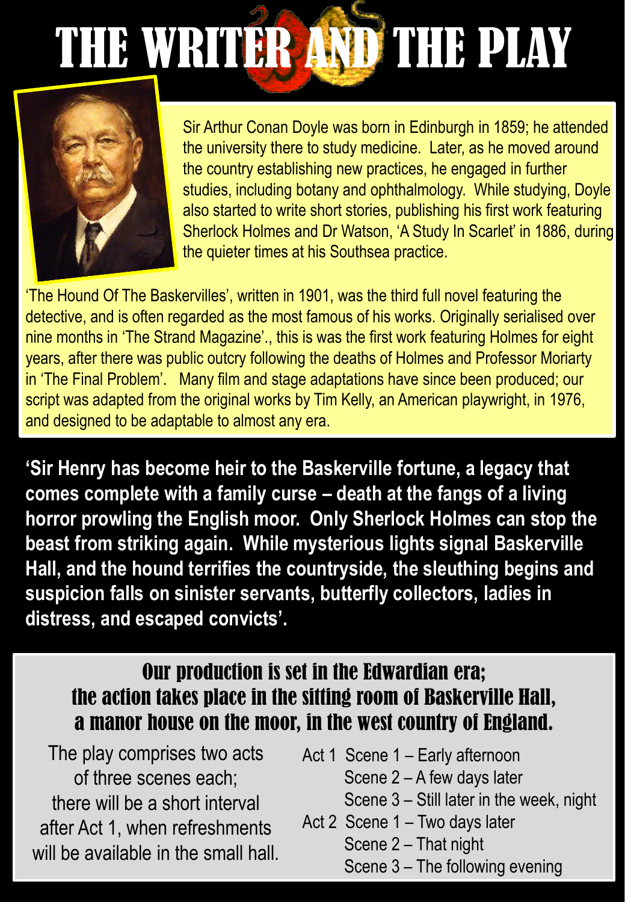# THE WRITER AND THE PLAY

Sir Arthur Conan Doyle was born in Edinburgh in 1859; he attended the university there to study medicine. Later, as he moved around the country establishing new practices, he engaged in further studies, including botany and ophthalmology. While studying, Doyle also started to write short stories, publishing his first work featuring Sherlock Holmes and Dr Watson, 'A Study In Scarlet' in 1886, during the quieter times at his Southsea practice.

'The Hound Of The Baskervilles', written in 1901, was the third full novel featuring the detective, and is often regarded as the most famous of his works. Originally serialised over nine months in 'The Strand Magazine'., this is was the first work featuring Holmes for eight years, after there was public outcry following the deaths of Holmes and Professor Moriarty in 'The Final Problem'. Many film and stage adaptations have since been produced; our script was adapted from the original works by Tim Kelly, an American playwright, in 1976, and designed to be adaptable to almost any era.

**'Sir Henry has become heir to the Baskerville fortune, a legacy that comes complete with a family curse – death at the fangs of a living horror prowling the English moor. Only Sherlock Holmes can stop the beast from striking again. While mysterious lights signal Baskerville Hall, and the hound terrifies the countryside, the sleuthing begins and suspicion falls on sinister servants, butterfly collectors, ladies in distress, and escaped convicts'.**

## Our production is set in the Edwardian era; the action takes place in the sitting room of Baskerville Hall, a manor house on the moor, in the west country of England.

The play comprises two acts of three scenes each; there will be a short interval after Act 1, when refreshments will be available in the small hall.

Act 1
- Scene 1 – Early afternoon
- Scene 2 – A few days later
- Scene 3 – Still later in the week, night

Act 2
- Scene 1 – Two days later
- Scene 2 – That night
- Scene 3 – The following evening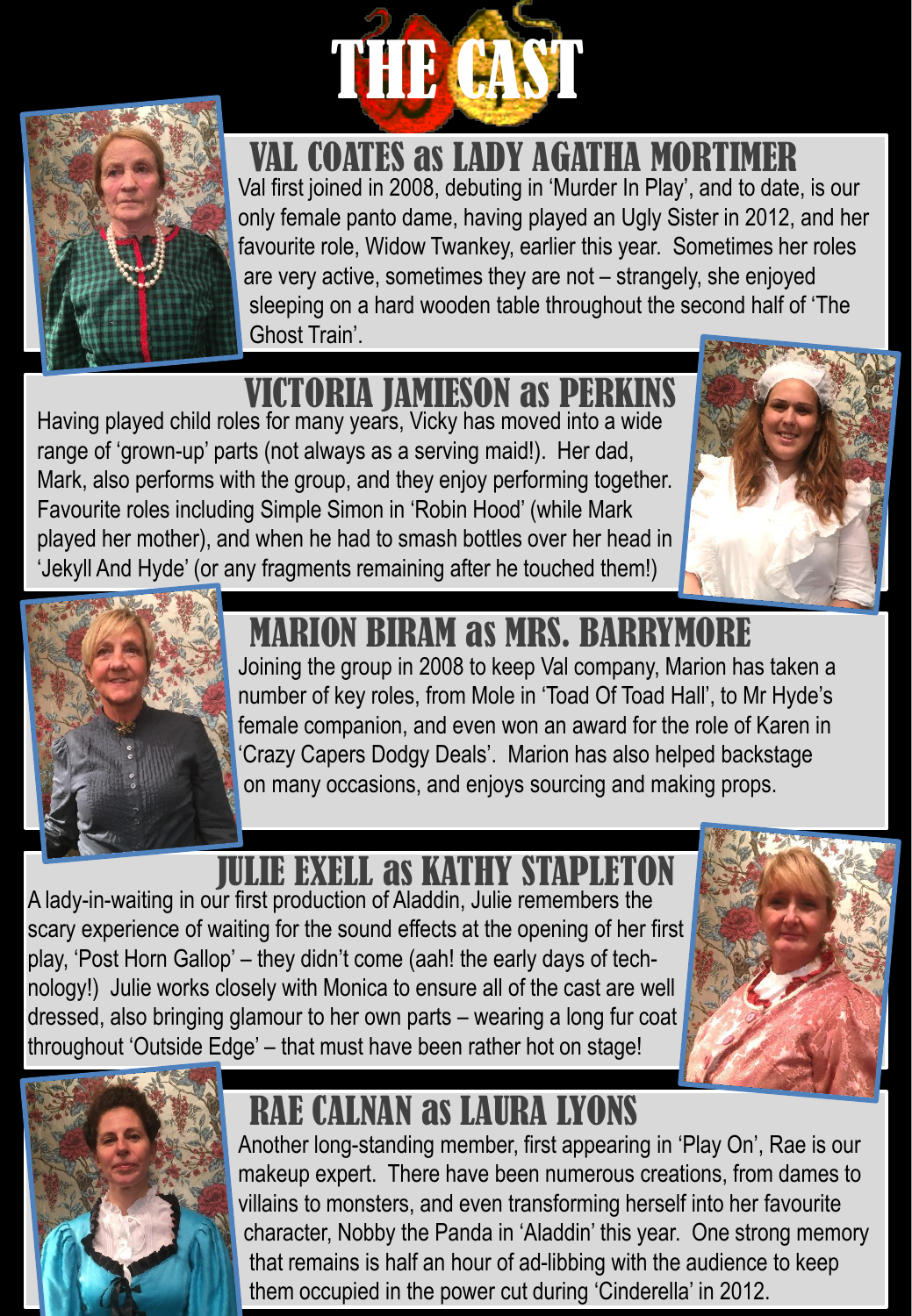# THE CAST

## VAL COATES as LADY AGATHA MORTIMER

Val first joined in 2008, debuting in 'Murder In Play', and to date, is our only female panto dame, having played an Ugly Sister in 2012, and her favourite role, Widow Twankey, earlier this year. Sometimes her roles are very active, sometimes they are not – strangely, she enjoyed sleeping on a hard wooden table throughout the second half of 'The Ghost Train'.

## VICTORIA JAMIESON as PERKINS

Having played child roles for many years, Vicky has moved into a wide range of 'grown-up' parts (not always as a serving maid!). Her dad, Mark, also performs with the group, and they enjoy performing together. Favourite roles including Simple Simon in 'Robin Hood' (while Mark played her mother), and when he had to smash bottles over her head in 'Jekyll And Hyde' (or any fragments remaining after he touched them!)

## MARION BIRAM as MRS. BARRYMORE

Joining the group in 2008 to keep Val company, Marion has taken a number of key roles, from Mole in 'Toad Of Toad Hall', to Mr Hyde's female companion, and even won an award for the role of Karen in 'Crazy Capers Dodgy Deals'. Marion has also helped backstage on many occasions, and enjoys sourcing and making props.

## JULIE EXELL as KATHY STAPLETON

A lady-in-waiting in our first production of Aladdin, Julie remembers the scary experience of waiting for the sound effects at the opening of her first play, 'Post Horn Gallop' – they didn't come (aah! the early days of tech-nology!) Julie works closely with Monica to ensure all of the cast are well dressed, also bringing glamour to her own parts – wearing a long fur coat throughout 'Outside Edge' – that must have been rather hot on stage!

## RAE CALNAN as LAURA LYONS

Another long-standing member, first appearing in 'Play On', Rae is our makeup expert. There have been numerous creations, from dames to villains to monsters, and even transforming herself into her favourite character, Nobby the Panda in 'Aladdin' this year. One strong memory that remains is half an hour of ad-libbing with the audience to keep them occupied in the power cut during 'Cinderella' in 2012.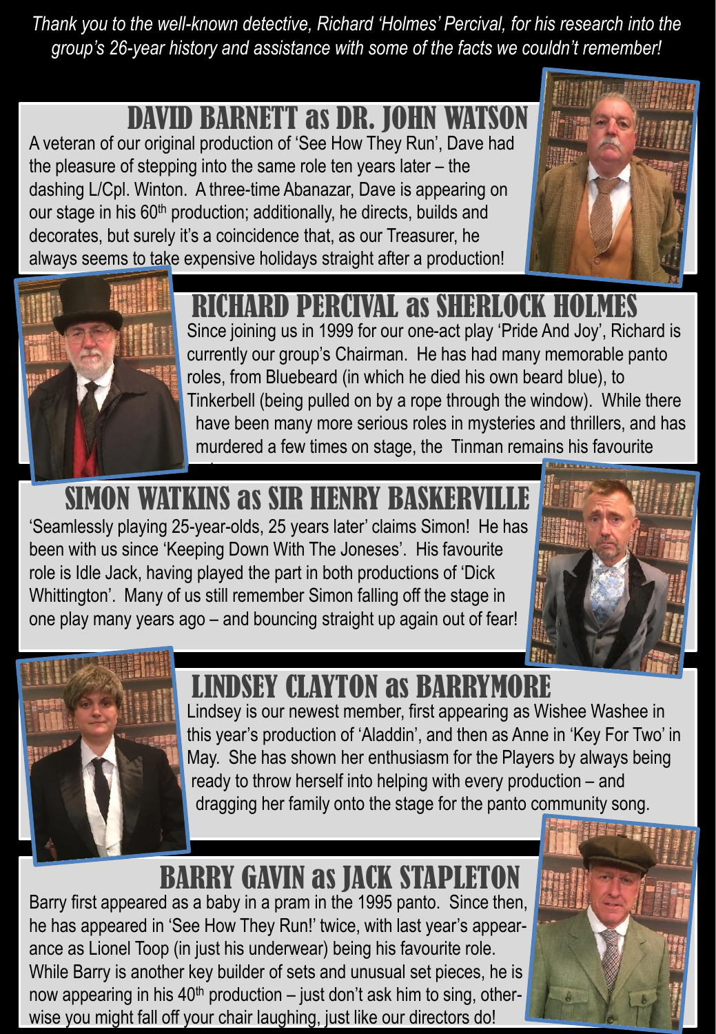*Thank you to the well-known detective, Richard 'Holmes' Percival, for his research into the group's 26-year history and assistance with some of the facts we couldn't remember!*

## DAVID BARNETT as DR. JOHN WATSON

A veteran of our original production of 'See How They Run', Dave had the pleasure of stepping into the same role ten years later – the dashing L/Cpl. Winton. A three-time Abanazar, Dave is appearing on our stage in his 60th production; additionally, he directs, builds and decorates, but surely it's a coincidence that, as our Treasurer, he always seems to take expensive holidays straight after a production!

## RICHARD PERCIVAL as SHERLOCK HOLMES

Since joining us in 1999 for our one-act play 'Pride And Joy', Richard is currently our group's Chairman. He has had many memorable panto roles, from Bluebeard (in which he died his own beard blue), to Tinkerbell (being pulled on by a rope through the window). While there have been many more serious roles in mysteries and thrillers, and has murdered a few times on stage, the Tinman remains his favourite

## SIMON WATKINS as SIR HENRY BASKERVILLE

'Seamlessly playing 25-year-olds, 25 years later' claims Simon! He has been with us since 'Keeping Down With The Joneses'. His favourite role is Idle Jack, having played the part in both productions of 'Dick Whittington'. Many of us still remember Simon falling off the stage in one play many years ago – and bouncing straight up again out of fear!

## LINDSEY CLAYTON as BARRYMORE

Lindsey is our newest member, first appearing as Wishee Washee in this year's production of 'Aladdin', and then as Anne in 'Key For Two' in May. She has shown her enthusiasm for the Players by always being ready to throw herself into helping with every production – and dragging her family onto the stage for the panto community song.

## BARRY GAVIN as JACK STAPLETON

Barry first appeared as a baby in a pram in the 1995 panto. Since then, he has appeared in 'See How They Run!' twice, with last year's appearance as Lionel Toop (in just his underwear) being his favourite role. While Barry is another key builder of sets and unusual set pieces, he is now appearing in his 40th production – just don't ask him to sing, otherwise you might fall off your chair laughing, just like our directors do!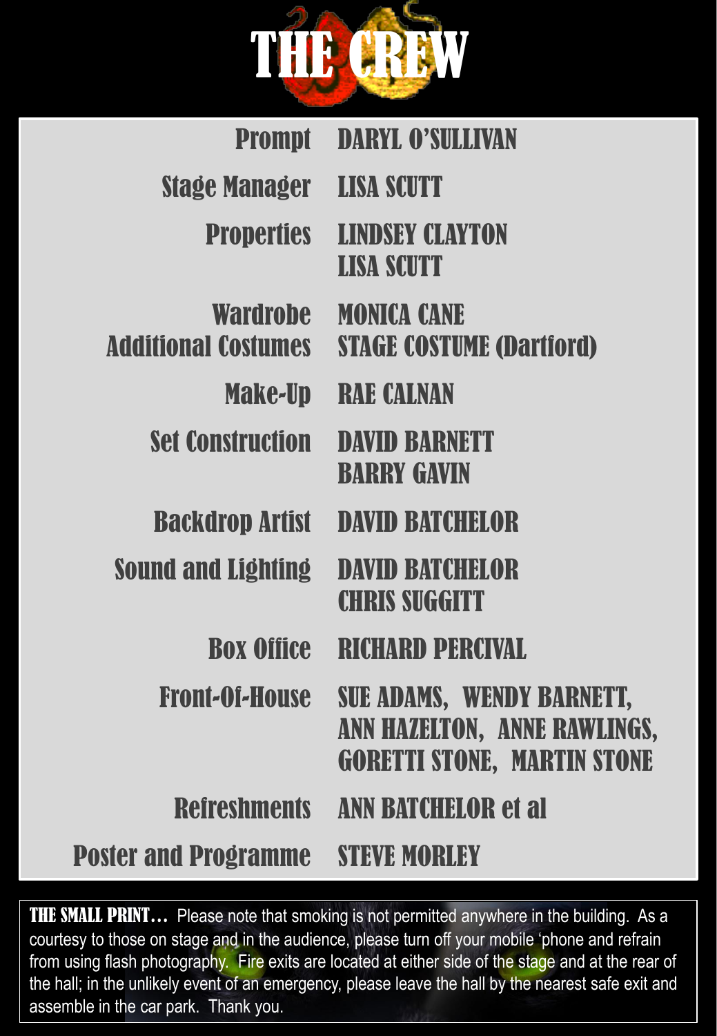# THE CREW

| | |
|---|---|
| Prompt | DARYL O'SULLIVAN |
| Stage Manager | LISA SCUTT |
| Properties | LINDSEY CLAYTON<br>LISA SCUTT |
| Wardrobe | MONICA CANE |
| Additional Costumes | STAGE COSTUME (Dartford) |
| Make-Up | RAE CALNAN |
| Set Construction | DAVID BARNETT<br>BARRY GAVIN |
| Backdrop Artist | DAVID BATCHELOR |
| Sound and Lighting | DAVID BATCHELOR<br>CHRIS SUGGITT |
| Box Office | RICHARD PERCIVAL |
| Front-Of-House | SUE ADAMS, WENDY BARNETT, ANN HAZELTON, ANNE RAWLINGS, GORETTI STONE, MARTIN STONE |
| Refreshments | ANN BATCHELOR et al |
| Poster and Programme | STEVE MORLEY |

**THE SMALL PRINT…** Please note that smoking is not permitted anywhere in the building. As a courtesy to those on stage and in the audience, please turn off your mobile 'phone and refrain from using flash photography. Fire exits are located at either side of the stage and at the rear of the hall; in the unlikely event of an emergency, please leave the hall by the nearest safe exit and assemble in the car park. Thank you.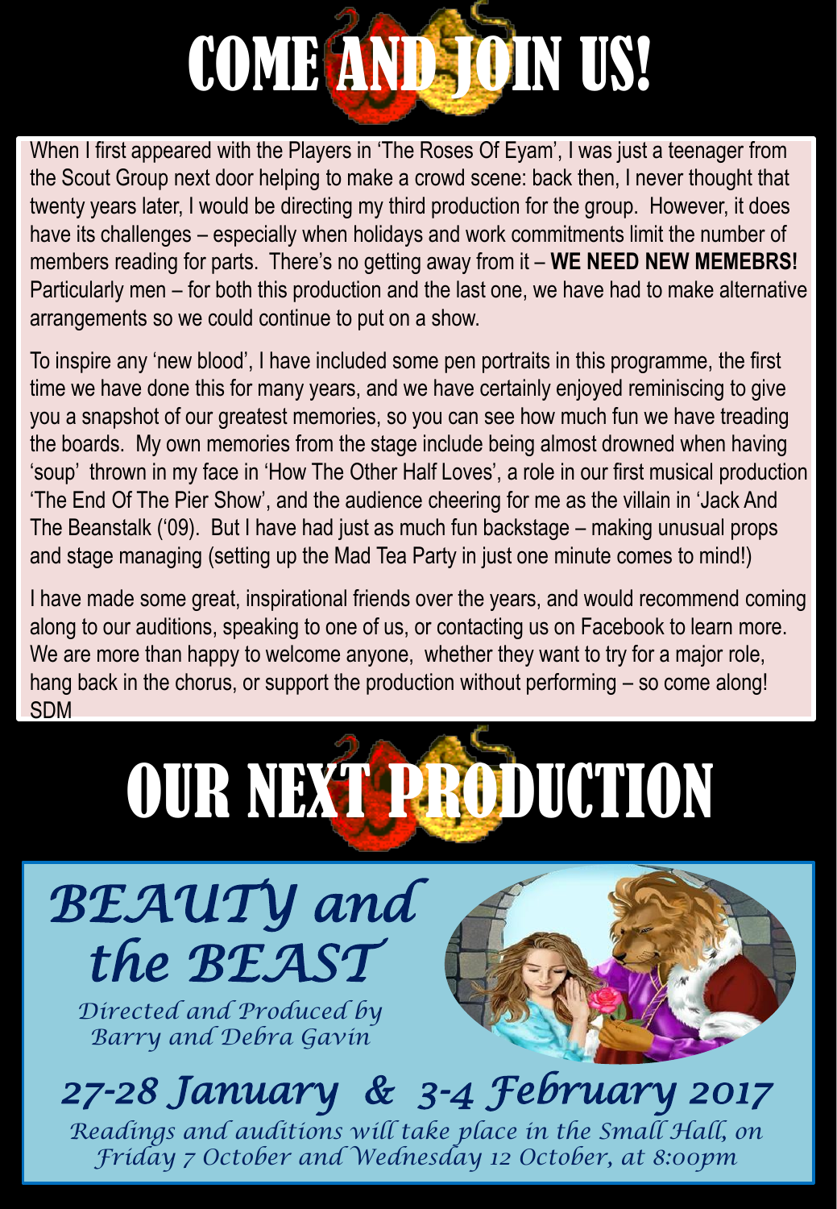# COME AND JOIN US!

When I first appeared with the Players in 'The Roses Of Eyam', I was just a teenager from the Scout Group next door helping to make a crowd scene: back then, I never thought that twenty years later, I would be directing my third production for the group. However, it does have its challenges – especially when holidays and work commitments limit the number of members reading for parts. There's no getting away from it – **WE NEED NEW MEMEBRS!** Particularly men – for both this production and the last one, we have had to make alternative arrangements so we could continue to put on a show.

To inspire any 'new blood', I have included some pen portraits in this programme, the first time we have done this for many years, and we have certainly enjoyed reminiscing to give you a snapshot of our greatest memories, so you can see how much fun we have treading the boards. My own memories from the stage include being almost drowned when having 'soup' thrown in my face in 'How The Other Half Loves', a role in our first musical production 'The End Of The Pier Show', and the audience cheering for me as the villain in 'Jack And The Beanstalk ('09). But I have had just as much fun backstage – making unusual props and stage managing (setting up the Mad Tea Party in just one minute comes to mind!)

I have made some great, inspirational friends over the years, and would recommend coming along to our auditions, speaking to one of us, or contacting us on Facebook to learn more. We are more than happy to welcome anyone, whether they want to try for a major role, hang back in the chorus, or support the production without performing – so come along!
SDM

# OUR NEXT PRODUCTION

## *BEAUTY and the BEAST*

*Directed and Produced by Barry and Debra Gavin*

## *27-28 January & 3-4 February 2017*

*Readings and auditions will take place in the Small Hall, on Friday 7 October and Wednesday 12 October, at 8:00pm*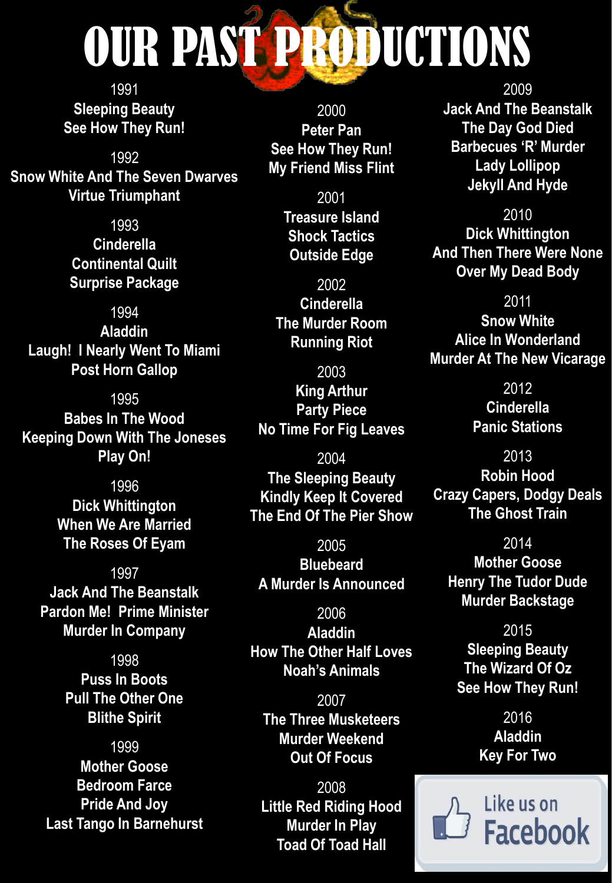# OUR PAST PRODUCTIONS

1991
**Sleeping Beauty**
**See How They Run!**

1992
**Snow White And The Seven Dwarves**
**Virtue Triumphant**

1993
**Cinderella**
**Continental Quilt**
**Surprise Package**

1994
**Aladdin**
**Laugh! I Nearly Went To Miami**
**Post Horn Gallop**

1995
**Babes In The Wood**
**Keeping Down With The Joneses**
**Play On!**

1996
**Dick Whittington**
**When We Are Married**
**The Roses Of Eyam**

1997
**Jack And The Beanstalk**
**Pardon Me! Prime Minister**
**Murder In Company**

1998
**Puss In Boots**
**Pull The Other One**
**Blithe Spirit**

1999
**Mother Goose**
**Bedroom Farce**
**Pride And Joy**
**Last Tango In Barnehurst**

2000
**Peter Pan**
**See How They Run!**
**My Friend Miss Flint**

2001
**Treasure Island**
**Shock Tactics**
**Outside Edge**

2002
**Cinderella**
**The Murder Room**
**Running Riot**

2003
**King Arthur**
**Party Piece**
**No Time For Fig Leaves**

2004
**The Sleeping Beauty**
**Kindly Keep It Covered**
**The End Of The Pier Show**

2005
**Bluebeard**
**A Murder Is Announced**

2006
**Aladdin**
**How The Other Half Loves**
**Noah's Animals**

2007
**The Three Musketeers**
**Murder Weekend**
**Out Of Focus**

2008
**Little Red Riding Hood**
**Murder In Play**
**Toad Of Toad Hall**

2009
**Jack And The Beanstalk**
**The Day God Died**
**Barbecues 'R' Murder**
**Lady Lollipop**
**Jekyll And Hyde**

2010
**Dick Whittington**
**And Then There Were None**
**Over My Dead Body**

2011
**Snow White**
**Alice In Wonderland**
**Murder At The New Vicarage**

2012
**Cinderella**
**Panic Stations**

2013
**Robin Hood**
**Crazy Capers, Dodgy Deals**
**The Ghost Train**

2014
**Mother Goose**
**Henry The Tudor Dude**
**Murder Backstage**

2015
**Sleeping Beauty**
**The Wizard Of Oz**
**See How They Run!**

2016
**Aladdin**
**Key For Two**

Like us on Facebook